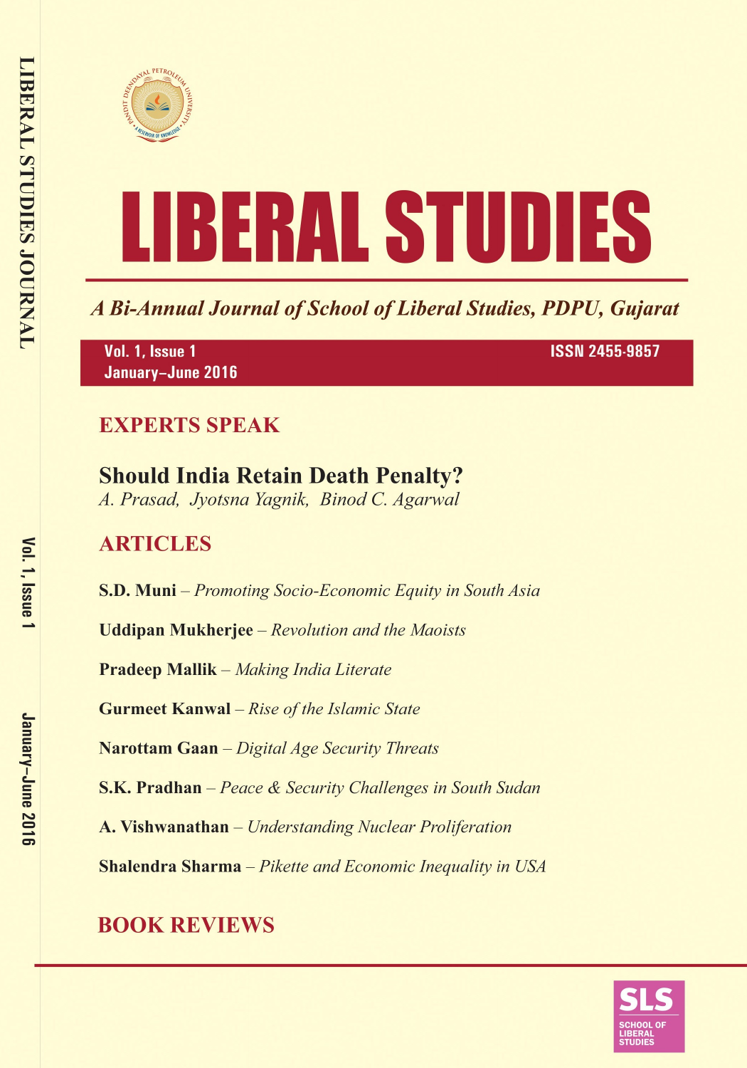# LIBERAL STUDIES

*A Bi-Annual Journal of School of Liberal Studies, PDPU, Gujarat*

**Vol. 1, Issue 1**
**January–June 2016**

**ISSN 2455-9857**

## EXPERTS SPEAK

### Should India Retain Death Penalty?

*A. Prasad, Jyotsna Yagnik, Binod C. Agarwal*

## ARTICLES

**S.D. Muni** – *Promoting Socio-Economic Equity in South Asia*

**Uddipan Mukherjee** – *Revolution and the Maoists*

**Pradeep Mallik** – *Making India Literate*

**Gurmeet Kanwal** – *Rise of the Islamic State*

**Narottam Gaan** – *Digital Age Security Threats*

**S.K. Pradhan** – *Peace & Security Challenges in South Sudan*

**A. Vishwanathan** – *Understanding Nuclear Proliferation*

**Shalendra Sharma** – *Pikette and Economic Inequality in USA*

## BOOK REVIEWS

SLS
SCHOOL OF LIBERAL STUDIES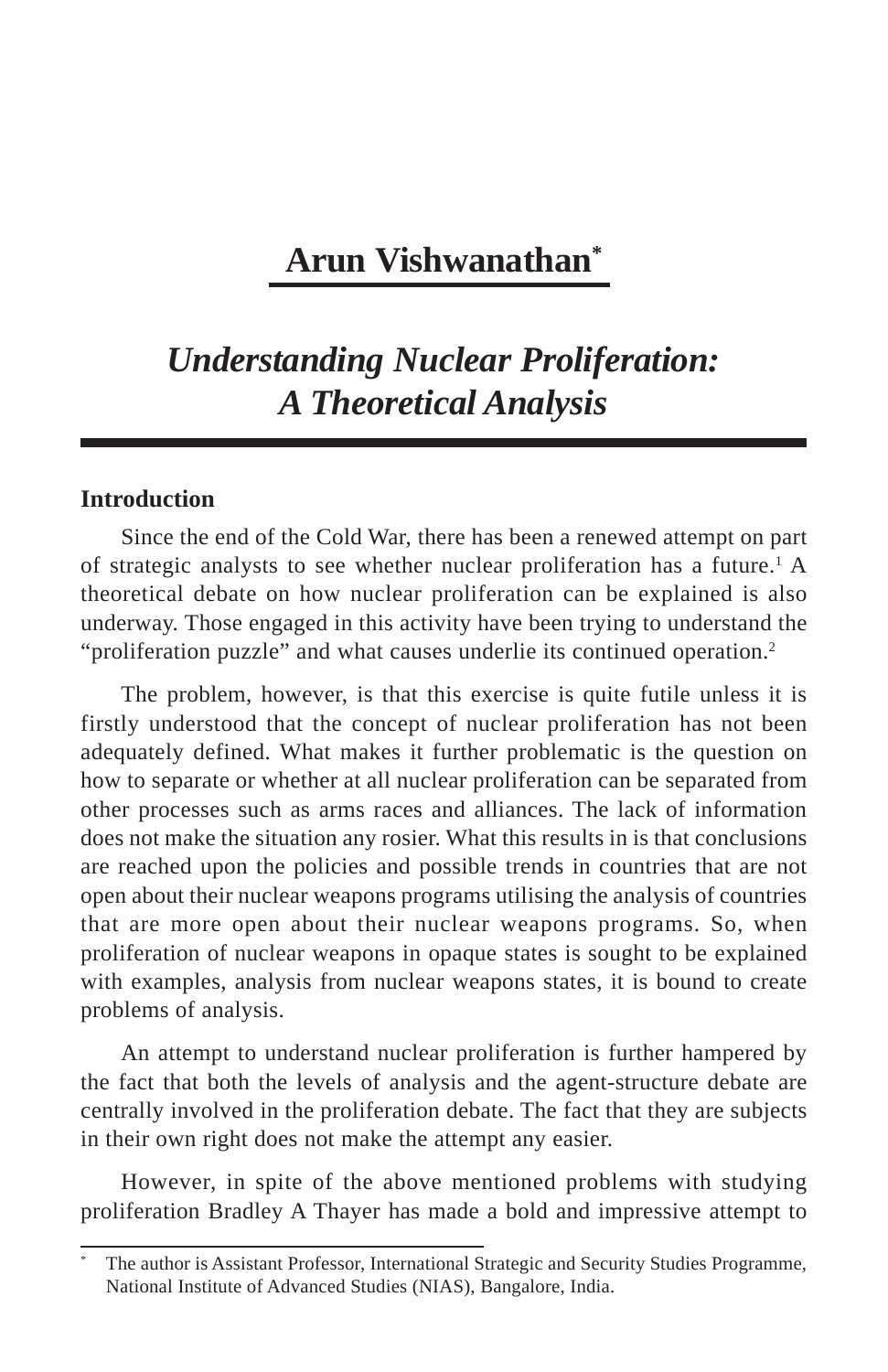# Arun Vishwanathan*

## *Understanding Nuclear Proliferation: A Theoretical Analysis*

### Introduction

Since the end of the Cold War, there has been a renewed attempt on part of strategic analysts to see whether nuclear proliferation has a future.[1] A theoretical debate on how nuclear proliferation can be explained is also underway. Those engaged in this activity have been trying to understand the "proliferation puzzle" and what causes underlie its continued operation.[2]

The problem, however, is that this exercise is quite futile unless it is firstly understood that the concept of nuclear proliferation has not been adequately defined. What makes it further problematic is the question on how to separate or whether at all nuclear proliferation can be separated from other processes such as arms races and alliances. The lack of information does not make the situation any rosier. What this results in is that conclusions are reached upon the policies and possible trends in countries that are not open about their nuclear weapons programs utilising the analysis of countries that are more open about their nuclear weapons programs. So, when proliferation of nuclear weapons in opaque states is sought to be explained with examples, analysis from nuclear weapons states, it is bound to create problems of analysis.

An attempt to understand nuclear proliferation is further hampered by the fact that both the levels of analysis and the agent-structure debate are centrally involved in the proliferation debate. The fact that they are subjects in their own right does not make the attempt any easier.

However, in spite of the above mentioned problems with studying proliferation Bradley A Thayer has made a bold and impressive attempt to

---

\* The author is Assistant Professor, International Strategic and Security Studies Programme, National Institute of Advanced Studies (NIAS), Bangalore, India.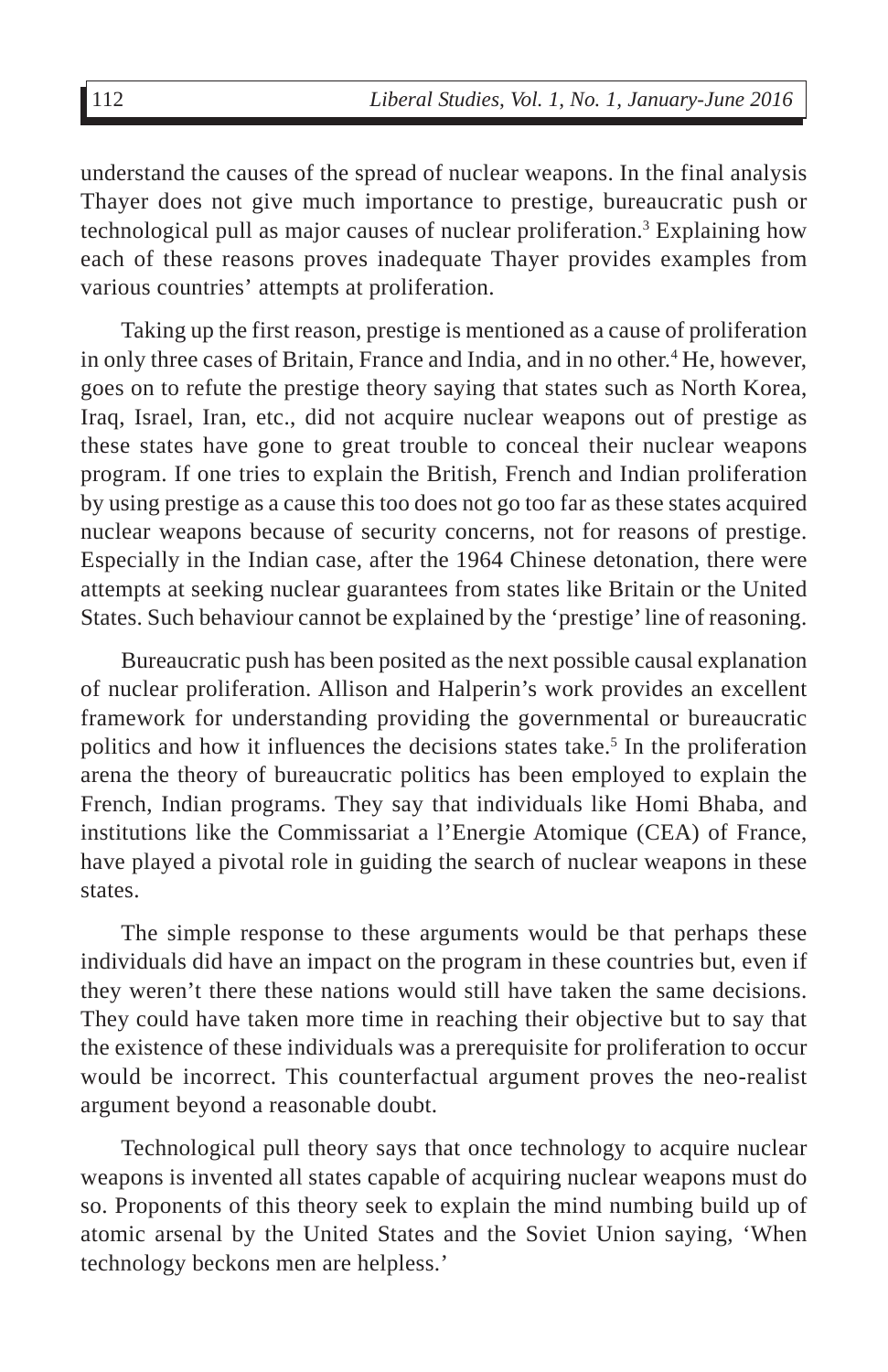understand the causes of the spread of nuclear weapons. In the final analysis Thayer does not give much importance to prestige, bureaucratic push or technological pull as major causes of nuclear proliferation.[3] Explaining how each of these reasons proves inadequate Thayer provides examples from various countries' attempts at proliferation.

Taking up the first reason, prestige is mentioned as a cause of proliferation in only three cases of Britain, France and India, and in no other.[4] He, however, goes on to refute the prestige theory saying that states such as North Korea, Iraq, Israel, Iran, etc., did not acquire nuclear weapons out of prestige as these states have gone to great trouble to conceal their nuclear weapons program. If one tries to explain the British, French and Indian proliferation by using prestige as a cause this too does not go too far as these states acquired nuclear weapons because of security concerns, not for reasons of prestige. Especially in the Indian case, after the 1964 Chinese detonation, there were attempts at seeking nuclear guarantees from states like Britain or the United States. Such behaviour cannot be explained by the 'prestige' line of reasoning.

Bureaucratic push has been posited as the next possible causal explanation of nuclear proliferation. Allison and Halperin's work provides an excellent framework for understanding providing the governmental or bureaucratic politics and how it influences the decisions states take.[5] In the proliferation arena the theory of bureaucratic politics has been employed to explain the French, Indian programs. They say that individuals like Homi Bhaba, and institutions like the Commissariat a l'Energie Atomique (CEA) of France, have played a pivotal role in guiding the search of nuclear weapons in these states.

The simple response to these arguments would be that perhaps these individuals did have an impact on the program in these countries but, even if they weren't there these nations would still have taken the same decisions. They could have taken more time in reaching their objective but to say that the existence of these individuals was a prerequisite for proliferation to occur would be incorrect. This counterfactual argument proves the neo-realist argument beyond a reasonable doubt.

Technological pull theory says that once technology to acquire nuclear weapons is invented all states capable of acquiring nuclear weapons must do so. Proponents of this theory seek to explain the mind numbing build up of atomic arsenal by the United States and the Soviet Union saying, 'When technology beckons men are helpless.'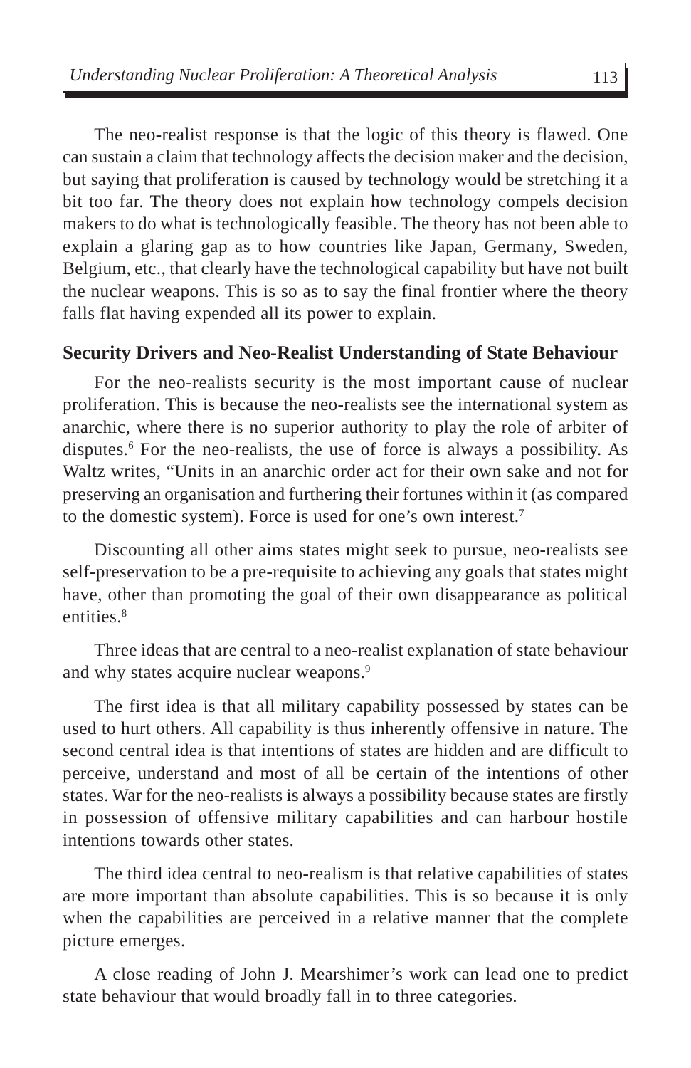The neo-realist response is that the logic of this theory is flawed. One can sustain a claim that technology affects the decision maker and the decision, but saying that proliferation is caused by technology would be stretching it a bit too far. The theory does not explain how technology compels decision makers to do what is technologically feasible. The theory has not been able to explain a glaring gap as to how countries like Japan, Germany, Sweden, Belgium, etc., that clearly have the technological capability but have not built the nuclear weapons. This is so as to say the final frontier where the theory falls flat having expended all its power to explain.

## Security Drivers and Neo-Realist Understanding of State Behaviour

For the neo-realists security is the most important cause of nuclear proliferation. This is because the neo-realists see the international system as anarchic, where there is no superior authority to play the role of arbiter of disputes.[6] For the neo-realists, the use of force is always a possibility. As Waltz writes, "Units in an anarchic order act for their own sake and not for preserving an organisation and furthering their fortunes within it (as compared to the domestic system). Force is used for one's own interest.[7]

Discounting all other aims states might seek to pursue, neo-realists see self-preservation to be a pre-requisite to achieving any goals that states might have, other than promoting the goal of their own disappearance as political entities.[8]

Three ideas that are central to a neo-realist explanation of state behaviour and why states acquire nuclear weapons.[9]

The first idea is that all military capability possessed by states can be used to hurt others. All capability is thus inherently offensive in nature. The second central idea is that intentions of states are hidden and are difficult to perceive, understand and most of all be certain of the intentions of other states. War for the neo-realists is always a possibility because states are firstly in possession of offensive military capabilities and can harbour hostile intentions towards other states.

The third idea central to neo-realism is that relative capabilities of states are more important than absolute capabilities. This is so because it is only when the capabilities are perceived in a relative manner that the complete picture emerges.

A close reading of John J. Mearshimer's work can lead one to predict state behaviour that would broadly fall in to three categories.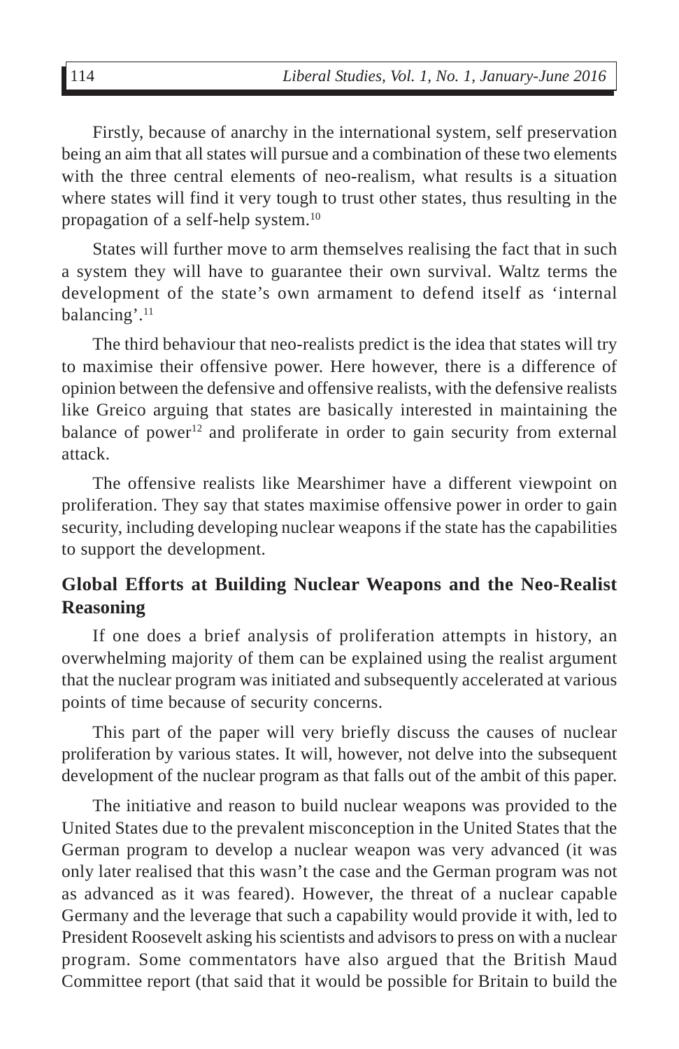Firstly, because of anarchy in the international system, self preservation being an aim that all states will pursue and a combination of these two elements with the three central elements of neo-realism, what results is a situation where states will find it very tough to trust other states, thus resulting in the propagation of a self-help system.[10]

States will further move to arm themselves realising the fact that in such a system they will have to guarantee their own survival. Waltz terms the development of the state's own armament to defend itself as 'internal balancing'.[11]

The third behaviour that neo-realists predict is the idea that states will try to maximise their offensive power. Here however, there is a difference of opinion between the defensive and offensive realists, with the defensive realists like Greico arguing that states are basically interested in maintaining the balance of power[12] and proliferate in order to gain security from external attack.

The offensive realists like Mearshimer have a different viewpoint on proliferation. They say that states maximise offensive power in order to gain security, including developing nuclear weapons if the state has the capabilities to support the development.

## Global Efforts at Building Nuclear Weapons and the Neo-Realist Reasoning

If one does a brief analysis of proliferation attempts in history, an overwhelming majority of them can be explained using the realist argument that the nuclear program was initiated and subsequently accelerated at various points of time because of security concerns.

This part of the paper will very briefly discuss the causes of nuclear proliferation by various states. It will, however, not delve into the subsequent development of the nuclear program as that falls out of the ambit of this paper.

The initiative and reason to build nuclear weapons was provided to the United States due to the prevalent misconception in the United States that the German program to develop a nuclear weapon was very advanced (it was only later realised that this wasn't the case and the German program was not as advanced as it was feared). However, the threat of a nuclear capable Germany and the leverage that such a capability would provide it with, led to President Roosevelt asking his scientists and advisors to press on with a nuclear program. Some commentators have also argued that the British Maud Committee report (that said that it would be possible for Britain to build the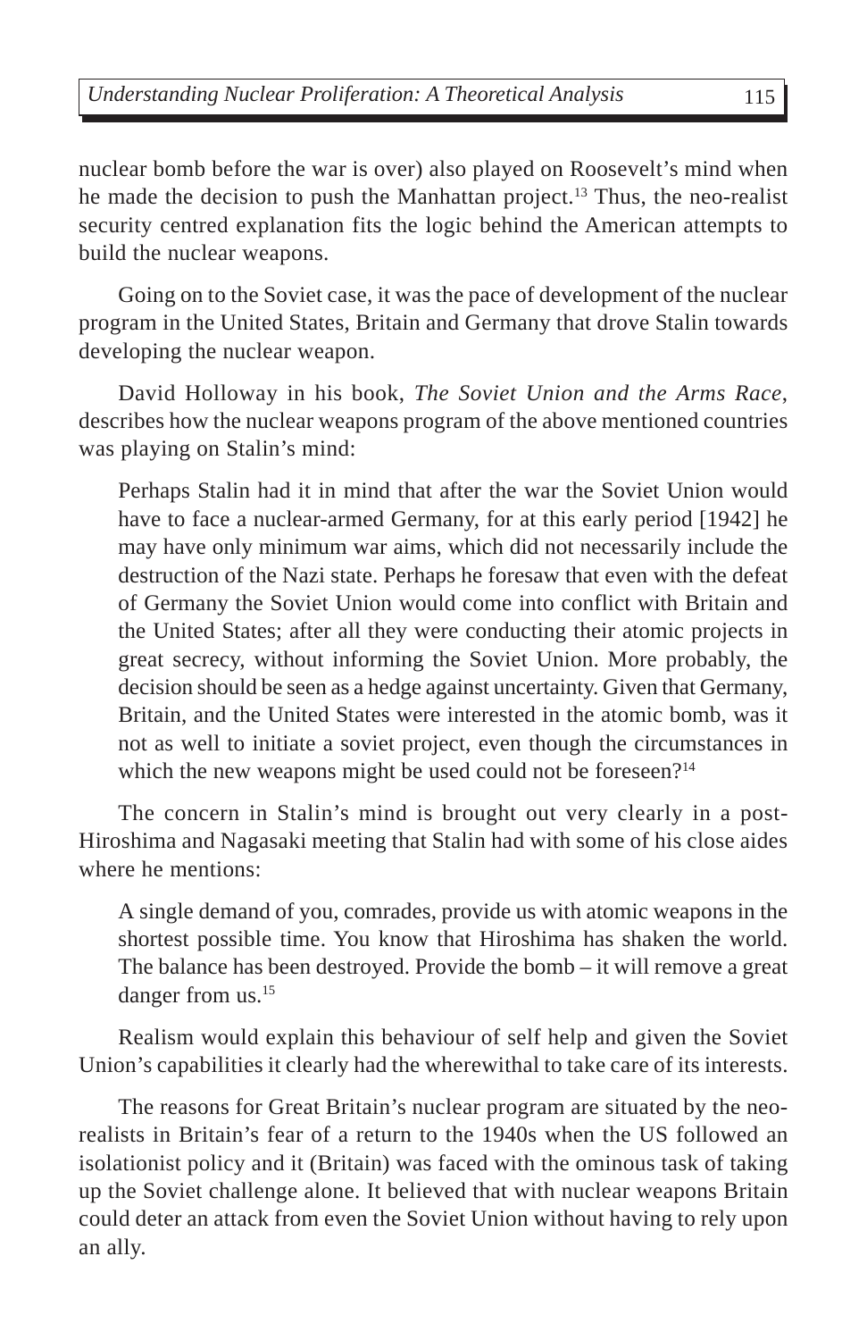nuclear bomb before the war is over) also played on Roosevelt's mind when he made the decision to push the Manhattan project.[13] Thus, the neo-realist security centred explanation fits the logic behind the American attempts to build the nuclear weapons.

Going on to the Soviet case, it was the pace of development of the nuclear program in the United States, Britain and Germany that drove Stalin towards developing the nuclear weapon.

David Holloway in his book, *The Soviet Union and the Arms Race*, describes how the nuclear weapons program of the above mentioned countries was playing on Stalin's mind:

> Perhaps Stalin had it in mind that after the war the Soviet Union would have to face a nuclear-armed Germany, for at this early period [1942] he may have only minimum war aims, which did not necessarily include the destruction of the Nazi state. Perhaps he foresaw that even with the defeat of Germany the Soviet Union would come into conflict with Britain and the United States; after all they were conducting their atomic projects in great secrecy, without informing the Soviet Union. More probably, the decision should be seen as a hedge against uncertainty. Given that Germany, Britain, and the United States were interested in the atomic bomb, was it not as well to initiate a soviet project, even though the circumstances in which the new weapons might be used could not be foreseen?[14]

The concern in Stalin's mind is brought out very clearly in a post-Hiroshima and Nagasaki meeting that Stalin had with some of his close aides where he mentions:

> A single demand of you, comrades, provide us with atomic weapons in the shortest possible time. You know that Hiroshima has shaken the world. The balance has been destroyed. Provide the bomb – it will remove a great danger from us.[15]

Realism would explain this behaviour of self help and given the Soviet Union's capabilities it clearly had the wherewithal to take care of its interests.

The reasons for Great Britain's nuclear program are situated by the neo-realists in Britain's fear of a return to the 1940s when the US followed an isolationist policy and it (Britain) was faced with the ominous task of taking up the Soviet challenge alone. It believed that with nuclear weapons Britain could deter an attack from even the Soviet Union without having to rely upon an ally.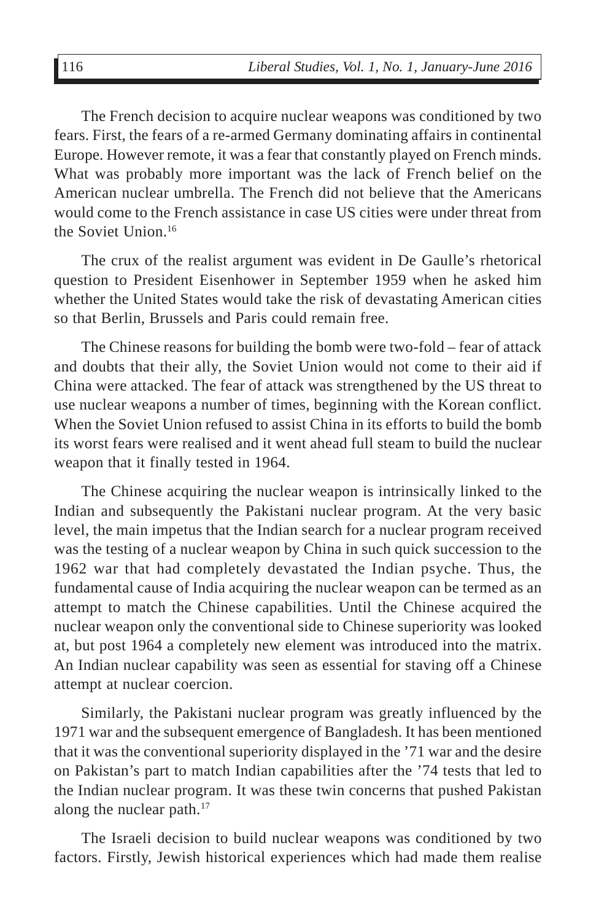The French decision to acquire nuclear weapons was conditioned by two fears. First, the fears of a re-armed Germany dominating affairs in continental Europe. However remote, it was a fear that constantly played on French minds. What was probably more important was the lack of French belief on the American nuclear umbrella. The French did not believe that the Americans would come to the French assistance in case US cities were under threat from the Soviet Union.[16]

The crux of the realist argument was evident in De Gaulle's rhetorical question to President Eisenhower in September 1959 when he asked him whether the United States would take the risk of devastating American cities so that Berlin, Brussels and Paris could remain free.

The Chinese reasons for building the bomb were two-fold – fear of attack and doubts that their ally, the Soviet Union would not come to their aid if China were attacked. The fear of attack was strengthened by the US threat to use nuclear weapons a number of times, beginning with the Korean conflict. When the Soviet Union refused to assist China in its efforts to build the bomb its worst fears were realised and it went ahead full steam to build the nuclear weapon that it finally tested in 1964.

The Chinese acquiring the nuclear weapon is intrinsically linked to the Indian and subsequently the Pakistani nuclear program. At the very basic level, the main impetus that the Indian search for a nuclear program received was the testing of a nuclear weapon by China in such quick succession to the 1962 war that had completely devastated the Indian psyche. Thus, the fundamental cause of India acquiring the nuclear weapon can be termed as an attempt to match the Chinese capabilities. Until the Chinese acquired the nuclear weapon only the conventional side to Chinese superiority was looked at, but post 1964 a completely new element was introduced into the matrix. An Indian nuclear capability was seen as essential for staving off a Chinese attempt at nuclear coercion.

Similarly, the Pakistani nuclear program was greatly influenced by the 1971 war and the subsequent emergence of Bangladesh. It has been mentioned that it was the conventional superiority displayed in the '71 war and the desire on Pakistan's part to match Indian capabilities after the '74 tests that led to the Indian nuclear program. It was these twin concerns that pushed Pakistan along the nuclear path.[17]

The Israeli decision to build nuclear weapons was conditioned by two factors. Firstly, Jewish historical experiences which had made them realise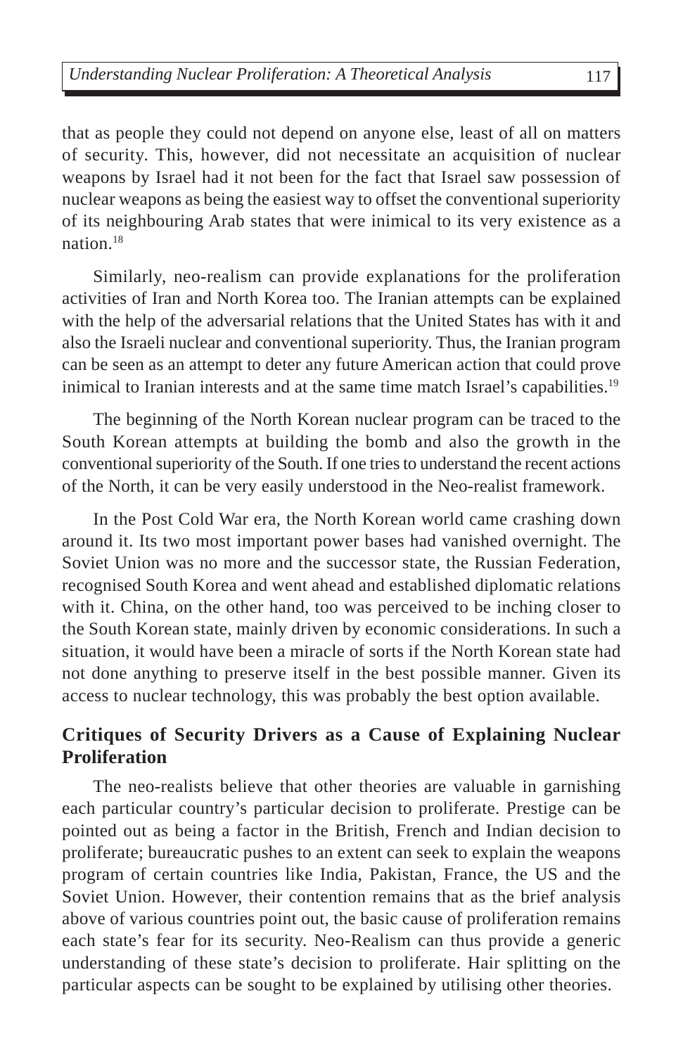that as people they could not depend on anyone else, least of all on matters of security. This, however, did not necessitate an acquisition of nuclear weapons by Israel had it not been for the fact that Israel saw possession of nuclear weapons as being the easiest way to offset the conventional superiority of its neighbouring Arab states that were inimical to its very existence as a nation.[18]

Similarly, neo-realism can provide explanations for the proliferation activities of Iran and North Korea too. The Iranian attempts can be explained with the help of the adversarial relations that the United States has with it and also the Israeli nuclear and conventional superiority. Thus, the Iranian program can be seen as an attempt to deter any future American action that could prove inimical to Iranian interests and at the same time match Israel's capabilities.[19]

The beginning of the North Korean nuclear program can be traced to the South Korean attempts at building the bomb and also the growth in the conventional superiority of the South. If one tries to understand the recent actions of the North, it can be very easily understood in the Neo-realist framework.

In the Post Cold War era, the North Korean world came crashing down around it. Its two most important power bases had vanished overnight. The Soviet Union was no more and the successor state, the Russian Federation, recognised South Korea and went ahead and established diplomatic relations with it. China, on the other hand, too was perceived to be inching closer to the South Korean state, mainly driven by economic considerations. In such a situation, it would have been a miracle of sorts if the North Korean state had not done anything to preserve itself in the best possible manner. Given its access to nuclear technology, this was probably the best option available.

## Critiques of Security Drivers as a Cause of Explaining Nuclear Proliferation

The neo-realists believe that other theories are valuable in garnishing each particular country's particular decision to proliferate. Prestige can be pointed out as being a factor in the British, French and Indian decision to proliferate; bureaucratic pushes to an extent can seek to explain the weapons program of certain countries like India, Pakistan, France, the US and the Soviet Union. However, their contention remains that as the brief analysis above of various countries point out, the basic cause of proliferation remains each state's fear for its security. Neo-Realism can thus provide a generic understanding of these state's decision to proliferate. Hair splitting on the particular aspects can be sought to be explained by utilising other theories.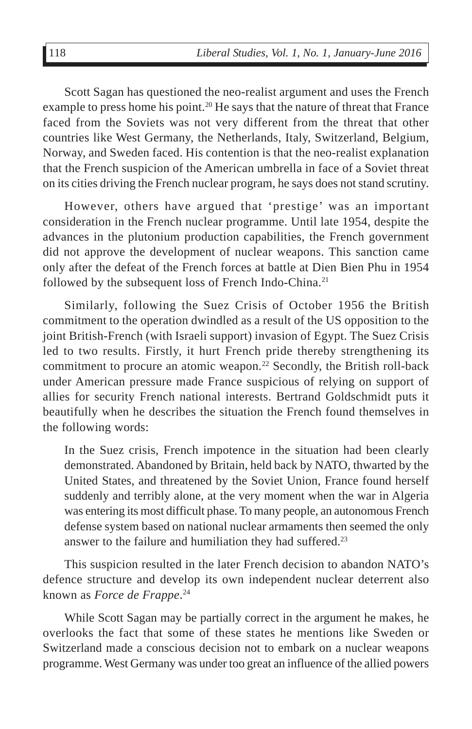Scott Sagan has questioned the neo-realist argument and uses the French example to press home his point.[20] He says that the nature of threat that France faced from the Soviets was not very different from the threat that other countries like West Germany, the Netherlands, Italy, Switzerland, Belgium, Norway, and Sweden faced. His contention is that the neo-realist explanation that the French suspicion of the American umbrella in face of a Soviet threat on its cities driving the French nuclear program, he says does not stand scrutiny.

However, others have argued that 'prestige' was an important consideration in the French nuclear programme. Until late 1954, despite the advances in the plutonium production capabilities, the French government did not approve the development of nuclear weapons. This sanction came only after the defeat of the French forces at battle at Dien Bien Phu in 1954 followed by the subsequent loss of French Indo-China.[21]

Similarly, following the Suez Crisis of October 1956 the British commitment to the operation dwindled as a result of the US opposition to the joint British-French (with Israeli support) invasion of Egypt. The Suez Crisis led to two results. Firstly, it hurt French pride thereby strengthening its commitment to procure an atomic weapon.[22] Secondly, the British roll-back under American pressure made France suspicious of relying on support of allies for security French national interests. Bertrand Goldschmidt puts it beautifully when he describes the situation the French found themselves in the following words:

> In the Suez crisis, French impotence in the situation had been clearly demonstrated. Abandoned by Britain, held back by NATO, thwarted by the United States, and threatened by the Soviet Union, France found herself suddenly and terribly alone, at the very moment when the war in Algeria was entering its most difficult phase. To many people, an autonomous French defense system based on national nuclear armaments then seemed the only answer to the failure and humiliation they had suffered.[23]

This suspicion resulted in the later French decision to abandon NATO's defence structure and develop its own independent nuclear deterrent also known as *Force de Frappe*.[24]

While Scott Sagan may be partially correct in the argument he makes, he overlooks the fact that some of these states he mentions like Sweden or Switzerland made a conscious decision not to embark on a nuclear weapons programme. West Germany was under too great an influence of the allied powers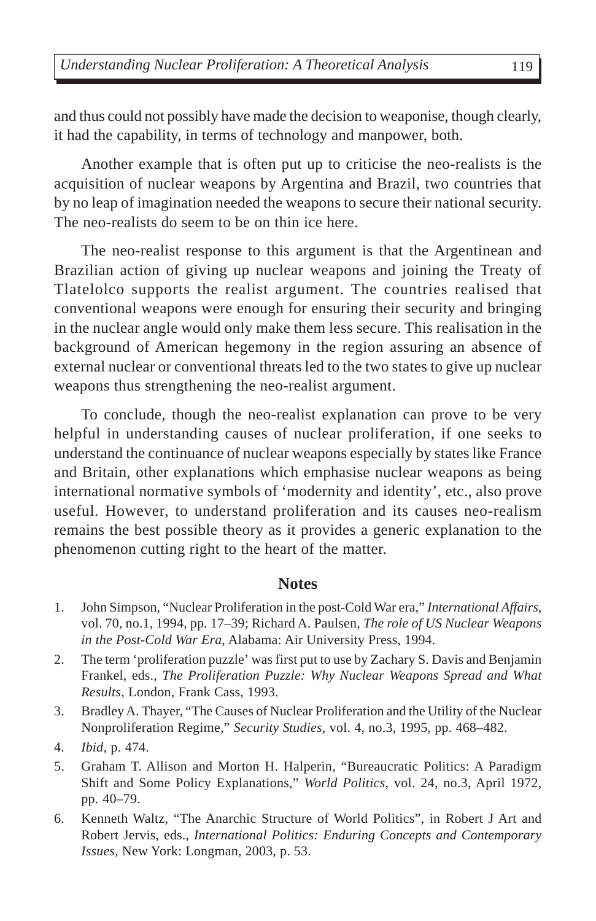and thus could not possibly have made the decision to weaponise, though clearly, it had the capability, in terms of technology and manpower, both.

Another example that is often put up to criticise the neo-realists is the acquisition of nuclear weapons by Argentina and Brazil, two countries that by no leap of imagination needed the weapons to secure their national security. The neo-realists do seem to be on thin ice here.

The neo-realist response to this argument is that the Argentinean and Brazilian action of giving up nuclear weapons and joining the Treaty of Tlatelolco supports the realist argument. The countries realised that conventional weapons were enough for ensuring their security and bringing in the nuclear angle would only make them less secure. This realisation in the background of American hegemony in the region assuring an absence of external nuclear or conventional threats led to the two states to give up nuclear weapons thus strengthening the neo-realist argument.

To conclude, though the neo-realist explanation can prove to be very helpful in understanding causes of nuclear proliferation, if one seeks to understand the continuance of nuclear weapons especially by states like France and Britain, other explanations which emphasise nuclear weapons as being international normative symbols of 'modernity and identity', etc., also prove useful. However, to understand proliferation and its causes neo-realism remains the best possible theory as it provides a generic explanation to the phenomenon cutting right to the heart of the matter.

## Notes

1. John Simpson, "Nuclear Proliferation in the post-Cold War era," *International Affairs*, vol. 70, no.1, 1994, pp. 17–39; Richard A. Paulsen, *The role of US Nuclear Weapons in the Post-Cold War Era*, Alabama: Air University Press, 1994.
2. The term 'proliferation puzzle' was first put to use by Zachary S. Davis and Benjamin Frankel, eds., *The Proliferation Puzzle: Why Nuclear Weapons Spread and What Results*, London, Frank Cass, 1993.
3. Bradley A. Thayer, "The Causes of Nuclear Proliferation and the Utility of the Nuclear Nonproliferation Regime," *Security Studies*, vol. 4, no.3, 1995, pp. 468–482.
4. *Ibid*, p. 474.
5. Graham T. Allison and Morton H. Halperin, "Bureaucratic Politics: A Paradigm Shift and Some Policy Explanations," *World Politics*, vol. 24, no.3, April 1972, pp. 40–79.
6. Kenneth Waltz, "The Anarchic Structure of World Politics", in Robert J Art and Robert Jervis, eds., *International Politics: Enduring Concepts and Contemporary Issues*, New York: Longman, 2003, p. 53.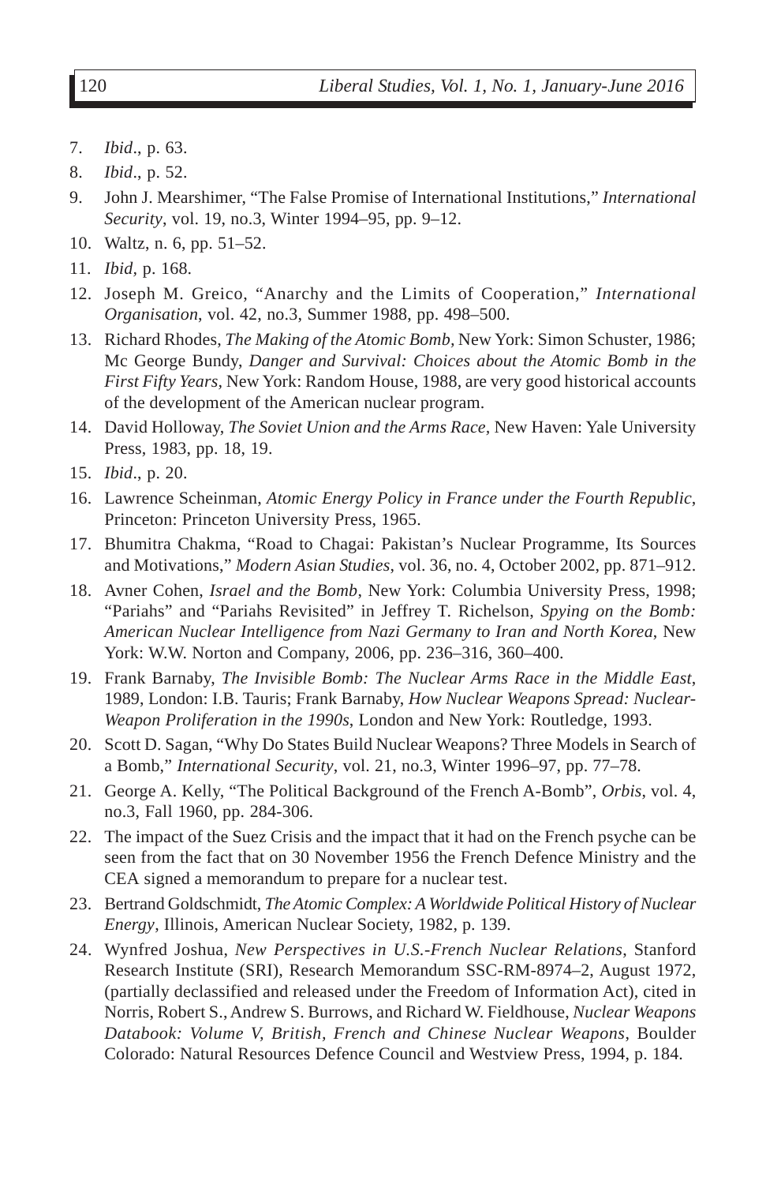7. *Ibid*., p. 63.
8. *Ibid*., p. 52.
9. John J. Mearshimer, "The False Promise of International Institutions," *International Security*, vol. 19, no.3, Winter 1994–95, pp. 9–12.
10. Waltz, n. 6, pp. 51–52.
11. *Ibid*, p. 168.
12. Joseph M. Greico, "Anarchy and the Limits of Cooperation," *International Organisation*, vol. 42, no.3, Summer 1988, pp. 498–500.
13. Richard Rhodes, *The Making of the Atomic Bomb*, New York: Simon Schuster, 1986; Mc George Bundy, *Danger and Survival: Choices about the Atomic Bomb in the First Fifty Years*, New York: Random House, 1988, are very good historical accounts of the development of the American nuclear program.
14. David Holloway, *The Soviet Union and the Arms Race*, New Haven: Yale University Press, 1983, pp. 18, 19.
15. *Ibid*., p. 20.
16. Lawrence Scheinman, *Atomic Energy Policy in France under the Fourth Republic*, Princeton: Princeton University Press, 1965.
17. Bhumitra Chakma, "Road to Chagai: Pakistan's Nuclear Programme, Its Sources and Motivations," *Modern Asian Studies*, vol. 36, no. 4, October 2002, pp. 871–912.
18. Avner Cohen, *Israel and the Bomb*, New York: Columbia University Press, 1998; "Pariahs" and "Pariahs Revisited" in Jeffrey T. Richelson, *Spying on the Bomb: American Nuclear Intelligence from Nazi Germany to Iran and North Korea*, New York: W.W. Norton and Company, 2006, pp. 236–316, 360–400.
19. Frank Barnaby, *The Invisible Bomb: The Nuclear Arms Race in the Middle East*, 1989, London: I.B. Tauris; Frank Barnaby, *How Nuclear Weapons Spread: Nuclear-Weapon Proliferation in the 1990s*, London and New York: Routledge, 1993.
20. Scott D. Sagan, "Why Do States Build Nuclear Weapons? Three Models in Search of a Bomb," *International Security*, vol. 21, no.3, Winter 1996–97, pp. 77–78.
21. George A. Kelly, "The Political Background of the French A-Bomb", *Orbis*, vol. 4, no.3, Fall 1960, pp. 284-306.
22. The impact of the Suez Crisis and the impact that it had on the French psyche can be seen from the fact that on 30 November 1956 the French Defence Ministry and the CEA signed a memorandum to prepare for a nuclear test.
23. Bertrand Goldschmidt, *The Atomic Complex: A Worldwide Political History of Nuclear Energy*, Illinois, American Nuclear Society, 1982, p. 139.
24. Wynfred Joshua, *New Perspectives in U.S.-French Nuclear Relations*, Stanford Research Institute (SRI), Research Memorandum SSC-RM-8974–2, August 1972, (partially declassified and released under the Freedom of Information Act), cited in Norris, Robert S., Andrew S. Burrows, and Richard W. Fieldhouse, *Nuclear Weapons Databook: Volume V, British, French and Chinese Nuclear Weapons*, Boulder Colorado: Natural Resources Defence Council and Westview Press, 1994, p. 184.